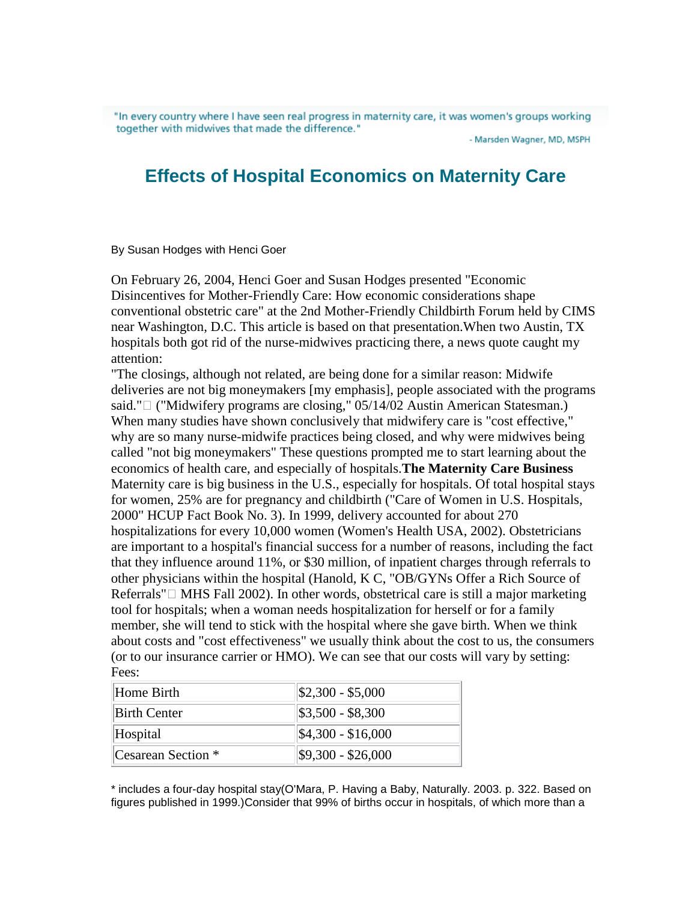"In every country where I have seen real progress in maternity care, it was women's groups working together with midwives that made the difference."

- Marsden Wagner, MD, MSPH

# Effects of Hospital Economics on Maternity Care

By Susan Hodges with Henci Goer

On February 26, 2004, Henci Goer and Susan Hodges presented "Economic Disincentives for Mother-Friendly Care: How economic considerations shape conventional obstetric care" at the 2nd Mother-Friendly Childbirth Forum held by CIMS near Washington, D.C. This article is based on that presentation.When two Austin, TX hospitals both got rid of the nurse-midwives practicing there, a news quote caught my attention:

"The closings, although not related, are being done for a similar reason: Midwife deliveries are not big moneymakers [my emphasis], people associated with the programs said."  ("Midwifery programs are closing," 05/14/02 Austin American Statesman.)

When many studies have shown conclusively that midwifery care is "cost effective," why are so many nurse-midwife practices being closed, and why were midwives being called "not big moneymakers" These questions prompted me to start learning about the economics of health care, and especially of hospitals.**The Maternity Care Business**

Maternity care is big business in the U.S., especially for hospitals. Of total hospital stays for women, 25% are for pregnancy and childbirth ("Care of Women in U.S. Hospitals, 2000" HCUP Fact Book No. 3). In 1999, delivery accounted for about 270 hospitalizations for every 10,000 women (Women's Health USA, 2002). Obstetricians are important to a hospital's financial success for a number of reasons, including the fact that they influence around 11%, or $30 million, of inpatient charges through referrals to other physicians within the hospital (Hanold, K C, "OB/GYNs Offer a Rich Source of Referrals"  MHS Fall 2002). In other words, obstetrical care is still a major marketing tool for hospitals; when a woman needs hospitalization for herself or for a family member, she will tend to stick with the hospital where she gave birth. When we think about costs and "cost effectiveness" we usually think about the cost to us, the consumers (or to our insurance carrier or HMO). We can see that our costs will vary by setting:

Fees:

| Setting | Fees |
|---|---|
| Home Birth | $2,300 - $5,000 |
| Birth Center | $3,500 - $8,300 |
| Hospital | $4,300 - $16,000 |
| Cesarean Section * | $9,300 - $26,000 |

* includes a four-day hospital stay(O'Mara, P. Having a Baby, Naturally. 2003. p. 322. Based on figures published in 1999.)Consider that 99% of births occur in hospitals, of which more than a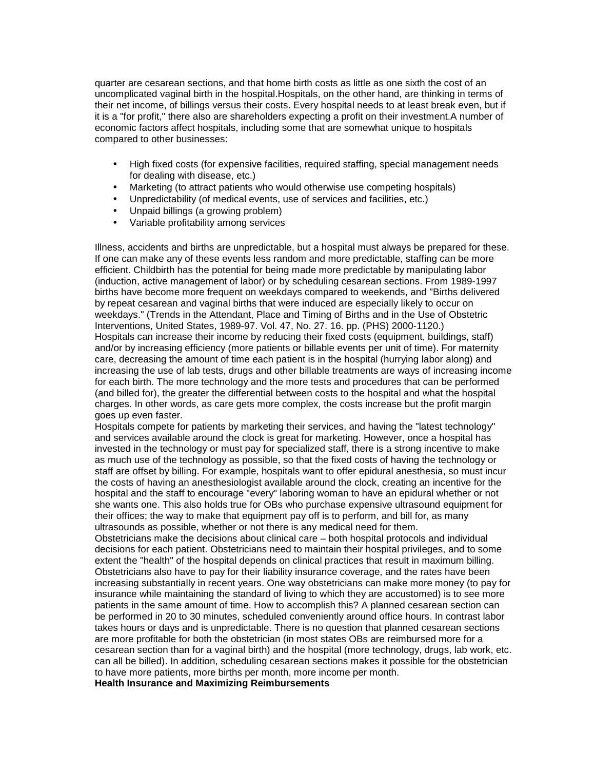quarter are cesarean sections, and that home birth costs as little as one sixth the cost of an uncomplicated vaginal birth in the hospital.Hospitals, on the other hand, are thinking in terms of their net income, of billings versus their costs. Every hospital needs to at least break even, but if it is a "for profit," there also are shareholders expecting a profit on their investment.A number of economic factors affect hospitals, including some that are somewhat unique to hospitals compared to other businesses:

- High fixed costs (for expensive facilities, required staffing, special management needs for dealing with disease, etc.)
- Marketing (to attract patients who would otherwise use competing hospitals)
- Unpredictability (of medical events, use of services and facilities, etc.)
- Unpaid billings (a growing problem)
- Variable profitability among services

Illness, accidents and births are unpredictable, but a hospital must always be prepared for these. If one can make any of these events less random and more predictable, staffing can be more efficient. Childbirth has the potential for being made more predictable by manipulating labor (induction, active management of labor) or by scheduling cesarean sections. From 1989-1997 births have become more frequent on weekdays compared to weekends, and "Births delivered by repeat cesarean and vaginal births that were induced are especially likely to occur on weekdays." (Trends in the Attendant, Place and Timing of Births and in the Use of Obstetric Interventions, United States, 1989-97. Vol. 47, No. 27. 16. pp. (PHS) 2000-1120.)
Hospitals can increase their income by reducing their fixed costs (equipment, buildings, staff) and/or by increasing efficiency (more patients or billable events per unit of time). For maternity care, decreasing the amount of time each patient is in the hospital (hurrying labor along) and increasing the use of lab tests, drugs and other billable treatments are ways of increasing income for each birth. The more technology and the more tests and procedures that can be performed (and billed for), the greater the differential between costs to the hospital and what the hospital charges. In other words, as care gets more complex, the costs increase but the profit margin goes up even faster.
Hospitals compete for patients by marketing their services, and having the "latest technology" and services available around the clock is great for marketing. However, once a hospital has invested in the technology or must pay for specialized staff, there is a strong incentive to make as much use of the technology as possible, so that the fixed costs of having the technology or staff are offset by billing. For example, hospitals want to offer epidural anesthesia, so must incur the costs of having an anesthesiologist available around the clock, creating an incentive for the hospital and the staff to encourage "every" laboring woman to have an epidural whether or not she wants one. This also holds true for OBs who purchase expensive ultrasound equipment for their offices; the way to make that equipment pay off is to perform, and bill for, as many ultrasounds as possible, whether or not there is any medical need for them.
Obstetricians make the decisions about clinical care – both hospital protocols and individual decisions for each patient. Obstetricians need to maintain their hospital privileges, and to some extent the "health" of the hospital depends on clinical practices that result in maximum billing. Obstetricians also have to pay for their liability insurance coverage, and the rates have been increasing substantially in recent years. One way obstetricians can make more money (to pay for insurance while maintaining the standard of living to which they are accustomed) is to see more patients in the same amount of time. How to accomplish this? A planned cesarean section can be performed in 20 to 30 minutes, scheduled conveniently around office hours. In contrast labor takes hours or days and is unpredictable. There is no question that planned cesarean sections are more profitable for both the obstetrician (in most states OBs are reimbursed more for a cesarean section than for a vaginal birth) and the hospital (more technology, drugs, lab work, etc. can all be billed). In addition, scheduling cesarean sections makes it possible for the obstetrician to have more patients, more births per month, more income per month.

**Health Insurance and Maximizing Reimbursements**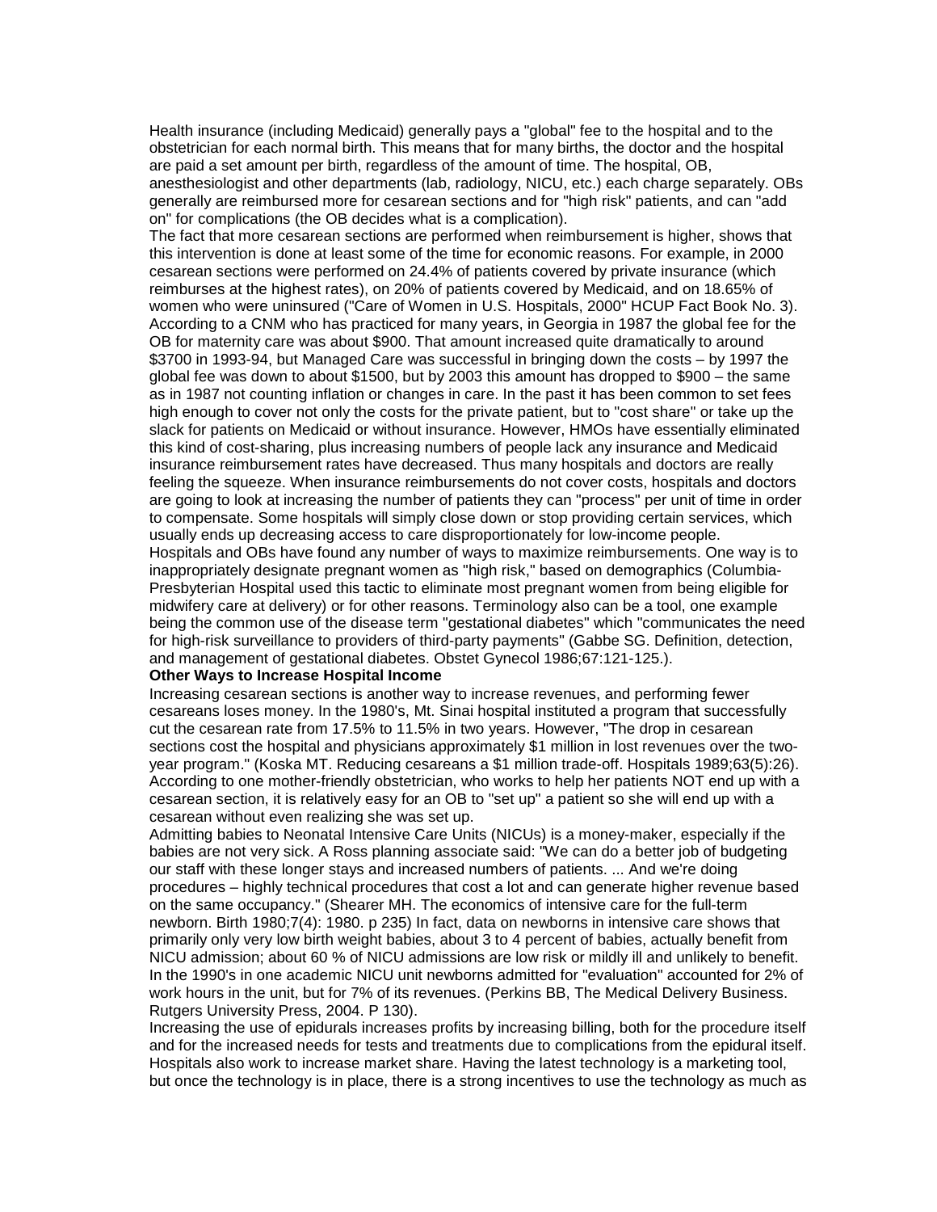Health insurance (including Medicaid) generally pays a "global" fee to the hospital and to the obstetrician for each normal birth. This means that for many births, the doctor and the hospital are paid a set amount per birth, regardless of the amount of time. The hospital, OB, anesthesiologist and other departments (lab, radiology, NICU, etc.) each charge separately. OBs generally are reimbursed more for cesarean sections and for "high risk" patients, and can "add on" for complications (the OB decides what is a complication).

The fact that more cesarean sections are performed when reimbursement is higher, shows that this intervention is done at least some of the time for economic reasons. For example, in 2000 cesarean sections were performed on 24.4% of patients covered by private insurance (which reimburses at the highest rates), on 20% of patients covered by Medicaid, and on 18.65% of women who were uninsured ("Care of Women in U.S. Hospitals, 2000" HCUP Fact Book No. 3). According to a CNM who has practiced for many years, in Georgia in 1987 the global fee for the OB for maternity care was about $900. That amount increased quite dramatically to around $3700 in 1993-94, but Managed Care was successful in bringing down the costs – by 1997 the global fee was down to about $1500, but by 2003 this amount has dropped to $900 – the same as in 1987 not counting inflation or changes in care. In the past it has been common to set fees high enough to cover not only the costs for the private patient, but to "cost share" or take up the slack for patients on Medicaid or without insurance. However, HMOs have essentially eliminated this kind of cost-sharing, plus increasing numbers of people lack any insurance and Medicaid insurance reimbursement rates have decreased. Thus many hospitals and doctors are really feeling the squeeze. When insurance reimbursements do not cover costs, hospitals and doctors are going to look at increasing the number of patients they can "process" per unit of time in order to compensate. Some hospitals will simply close down or stop providing certain services, which usually ends up decreasing access to care disproportionately for low-income people.

Hospitals and OBs have found any number of ways to maximize reimbursements. One way is to inappropriately designate pregnant women as "high risk," based on demographics (Columbia-Presbyterian Hospital used this tactic to eliminate most pregnant women from being eligible for midwifery care at delivery) or for other reasons. Terminology also can be a tool, one example being the common use of the disease term "gestational diabetes" which "communicates the need for high-risk surveillance to providers of third-party payments" (Gabbe SG. Definition, detection, and management of gestational diabetes. Obstet Gynecol 1986;67:121-125.).

**Other Ways to Increase Hospital Income**

Increasing cesarean sections is another way to increase revenues, and performing fewer cesareans loses money. In the 1980's, Mt. Sinai hospital instituted a program that successfully cut the cesarean rate from 17.5% to 11.5% in two years. However, "The drop in cesarean sections cost the hospital and physicians approximately $1 million in lost revenues over the two-year program." (Koska MT. Reducing cesareans a $1 million trade-off. Hospitals 1989;63(5):26). According to one mother-friendly obstetrician, who works to help her patients NOT end up with a cesarean section, it is relatively easy for an OB to "set up" a patient so she will end up with a cesarean without even realizing she was set up.

Admitting babies to Neonatal Intensive Care Units (NICUs) is a money-maker, especially if the babies are not very sick. A Ross planning associate said: "We can do a better job of budgeting our staff with these longer stays and increased numbers of patients. ... And we're doing procedures – highly technical procedures that cost a lot and can generate higher revenue based on the same occupancy." (Shearer MH. The economics of intensive care for the full-term newborn. Birth 1980;7(4): 1980. p 235) In fact, data on newborns in intensive care shows that primarily only very low birth weight babies, about 3 to 4 percent of babies, actually benefit from NICU admission; about 60 % of NICU admissions are low risk or mildly ill and unlikely to benefit. In the 1990's in one academic NICU unit newborns admitted for "evaluation" accounted for 2% of work hours in the unit, but for 7% of its revenues. (Perkins BB, The Medical Delivery Business. Rutgers University Press, 2004. P 130).

Increasing the use of epidurals increases profits by increasing billing, both for the procedure itself and for the increased needs for tests and treatments due to complications from the epidural itself. Hospitals also work to increase market share. Having the latest technology is a marketing tool, but once the technology is in place, there is a strong incentives to use the technology as much as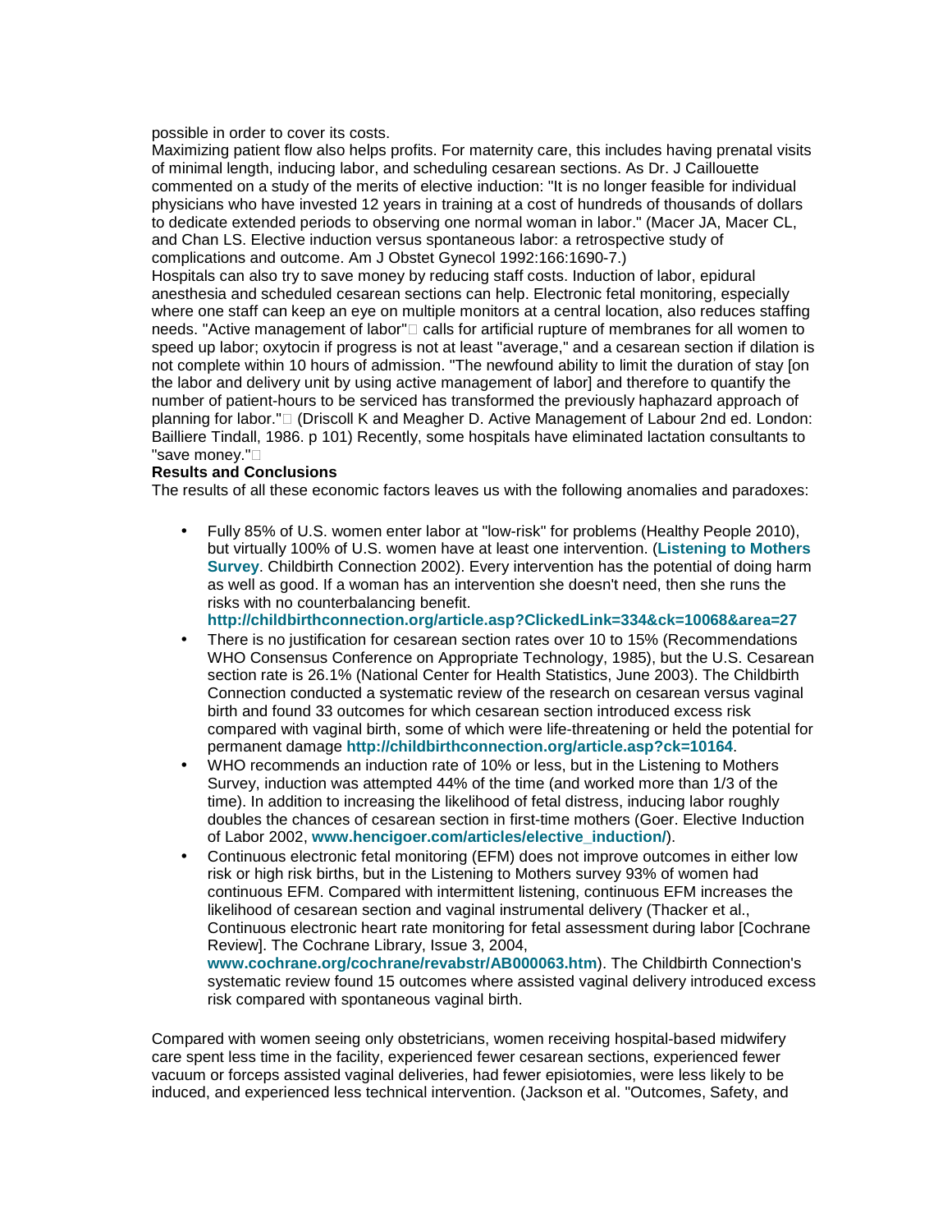possible in order to cover its costs.

Maximizing patient flow also helps profits. For maternity care, this includes having prenatal visits of minimal length, inducing labor, and scheduling cesarean sections. As Dr. J Caillouette commented on a study of the merits of elective induction: "It is no longer feasible for individual physicians who have invested 12 years in training at a cost of hundreds of thousands of dollars to dedicate extended periods to observing one normal woman in labor." (Macer JA, Macer CL, and Chan LS. Elective induction versus spontaneous labor: a retrospective study of complications and outcome. Am J Obstet Gynecol 1992:166:1690-7.)

Hospitals can also try to save money by reducing staff costs. Induction of labor, epidural anesthesia and scheduled cesarean sections can help. Electronic fetal monitoring, especially where one staff can keep an eye on multiple monitors at a central location, also reduces staffing needs. "Active management of labor" calls for artificial rupture of membranes for all women to speed up labor; oxytocin if progress is not at least "average," and a cesarean section if dilation is not complete within 10 hours of admission. "The newfound ability to limit the duration of stay [on the labor and delivery unit by using active management of labor] and therefore to quantify the number of patient-hours to be serviced has transformed the previously haphazard approach of planning for labor." (Driscoll K and Meagher D. Active Management of Labour 2nd ed. London: Bailliere Tindall, 1986. p 101) Recently, some hospitals have eliminated lactation consultants to "save money."

**Results and Conclusions**

The results of all these economic factors leaves us with the following anomalies and paradoxes:

- Fully 85% of U.S. women enter labor at "low-risk" for problems (Healthy People 2010), but virtually 100% of U.S. women have at least one intervention. (**Listening to Mothers Survey**. Childbirth Connection 2002). Every intervention has the potential of doing harm as well as good. If a woman has an intervention she doesn't need, then she runs the risks with no counterbalancing benefit. **http://childbirthconnection.org/article.asp?ClickedLink=334&ck=10068&area=27**
- There is no justification for cesarean section rates over 10 to 15% (Recommendations WHO Consensus Conference on Appropriate Technology, 1985), but the U.S. Cesarean section rate is 26.1% (National Center for Health Statistics, June 2003). The Childbirth Connection conducted a systematic review of the research on cesarean versus vaginal birth and found 33 outcomes for which cesarean section introduced excess risk compared with vaginal birth, some of which were life-threatening or held the potential for permanent damage **http://childbirthconnection.org/article.asp?ck=10164**.
- WHO recommends an induction rate of 10% or less, but in the Listening to Mothers Survey, induction was attempted 44% of the time (and worked more than 1/3 of the time). In addition to increasing the likelihood of fetal distress, inducing labor roughly doubles the chances of cesarean section in first-time mothers (Goer. Elective Induction of Labor 2002, **www.hencigoer.com/articles/elective_induction/**).
- Continuous electronic fetal monitoring (EFM) does not improve outcomes in either low risk or high risk births, but in the Listening to Mothers survey 93% of women had continuous EFM. Compared with intermittent listening, continuous EFM increases the likelihood of cesarean section and vaginal instrumental delivery (Thacker et al., Continuous electronic heart rate monitoring for fetal assessment during labor [Cochrane Review]. The Cochrane Library, Issue 3, 2004, **www.cochrane.org/cochrane/revabstr/AB000063.htm**). The Childbirth Connection's systematic review found 15 outcomes where assisted vaginal delivery introduced excess risk compared with spontaneous vaginal birth.

Compared with women seeing only obstetricians, women receiving hospital-based midwifery care spent less time in the facility, experienced fewer cesarean sections, experienced fewer vacuum or forceps assisted vaginal deliveries, had fewer episiotomies, were less likely to be induced, and experienced less technical intervention. (Jackson et al. "Outcomes, Safety, and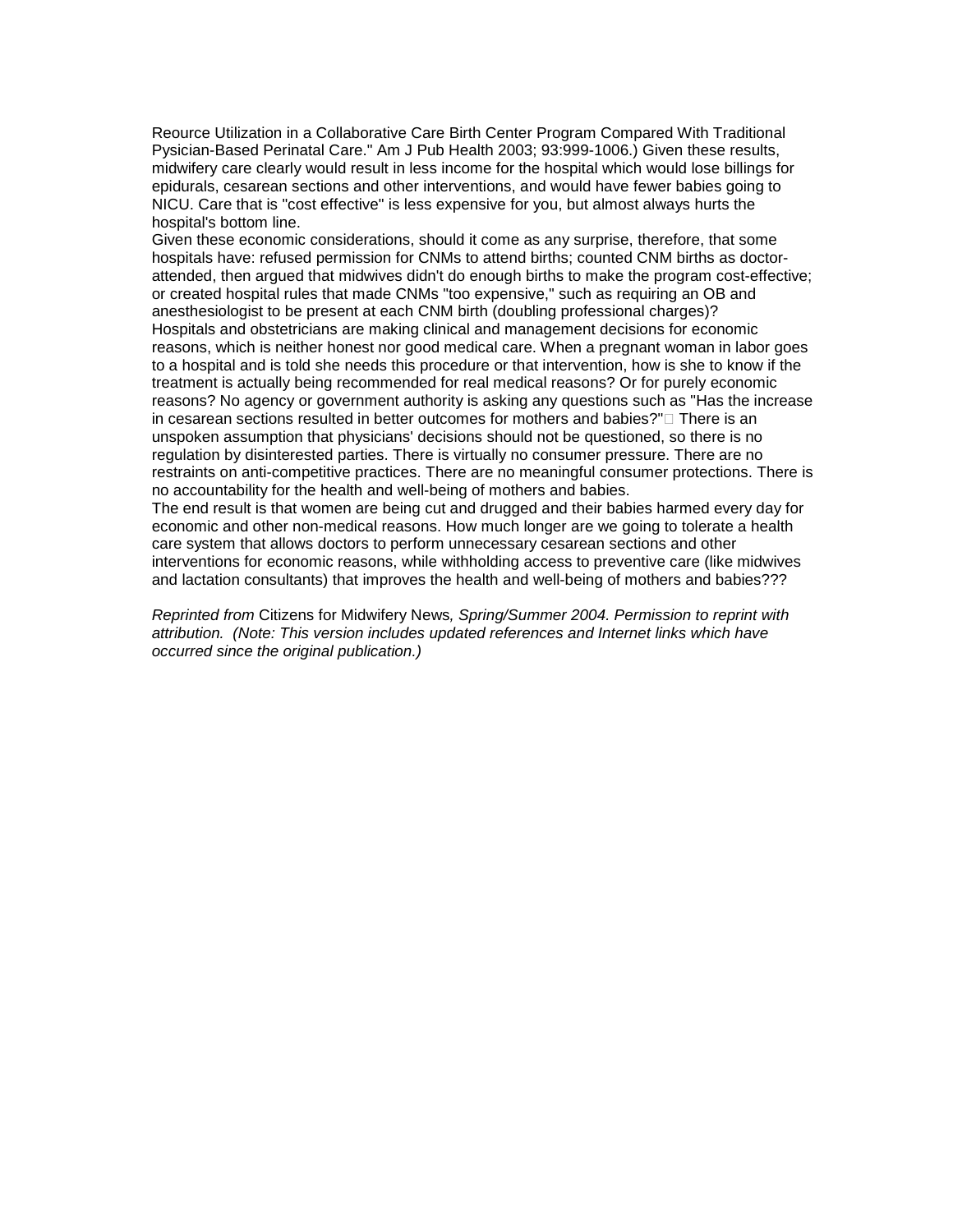Reource Utilization in a Collaborative Care Birth Center Program Compared With Traditional Pysician-Based Perinatal Care." Am J Pub Health 2003; 93:999-1006.) Given these results, midwifery care clearly would result in less income for the hospital which would lose billings for epidurals, cesarean sections and other interventions, and would have fewer babies going to NICU. Care that is "cost effective" is less expensive for you, but almost always hurts the hospital's bottom line.

Given these economic considerations, should it come as any surprise, therefore, that some hospitals have: refused permission for CNMs to attend births; counted CNM births as doctor-attended, then argued that midwives didn't do enough births to make the program cost-effective; or created hospital rules that made CNMs "too expensive," such as requiring an OB and anesthesiologist to be present at each CNM birth (doubling professional charges)?

Hospitals and obstetricians are making clinical and management decisions for economic reasons, which is neither honest nor good medical care. When a pregnant woman in labor goes to a hospital and is told she needs this procedure or that intervention, how is she to know if the treatment is actually being recommended for real medical reasons? Or for purely economic reasons? No agency or government authority is asking any questions such as "Has the increase in cesarean sections resulted in better outcomes for mothers and babies?" There is an unspoken assumption that physicians' decisions should not be questioned, so there is no regulation by disinterested parties. There is virtually no consumer pressure. There are no restraints on anti-competitive practices. There are no meaningful consumer protections. There is no accountability for the health and well-being of mothers and babies.

The end result is that women are being cut and drugged and their babies harmed every day for economic and other non-medical reasons. How much longer are we going to tolerate a health care system that allows doctors to perform unnecessary cesarean sections and other interventions for economic reasons, while withholding access to preventive care (like midwives and lactation consultants) that improves the health and well-being of mothers and babies???

*Reprinted from* Citizens for Midwifery News*, Spring/Summer 2004. Permission to reprint with attribution. (Note: This version includes updated references and Internet links which have occurred since the original publication.)*